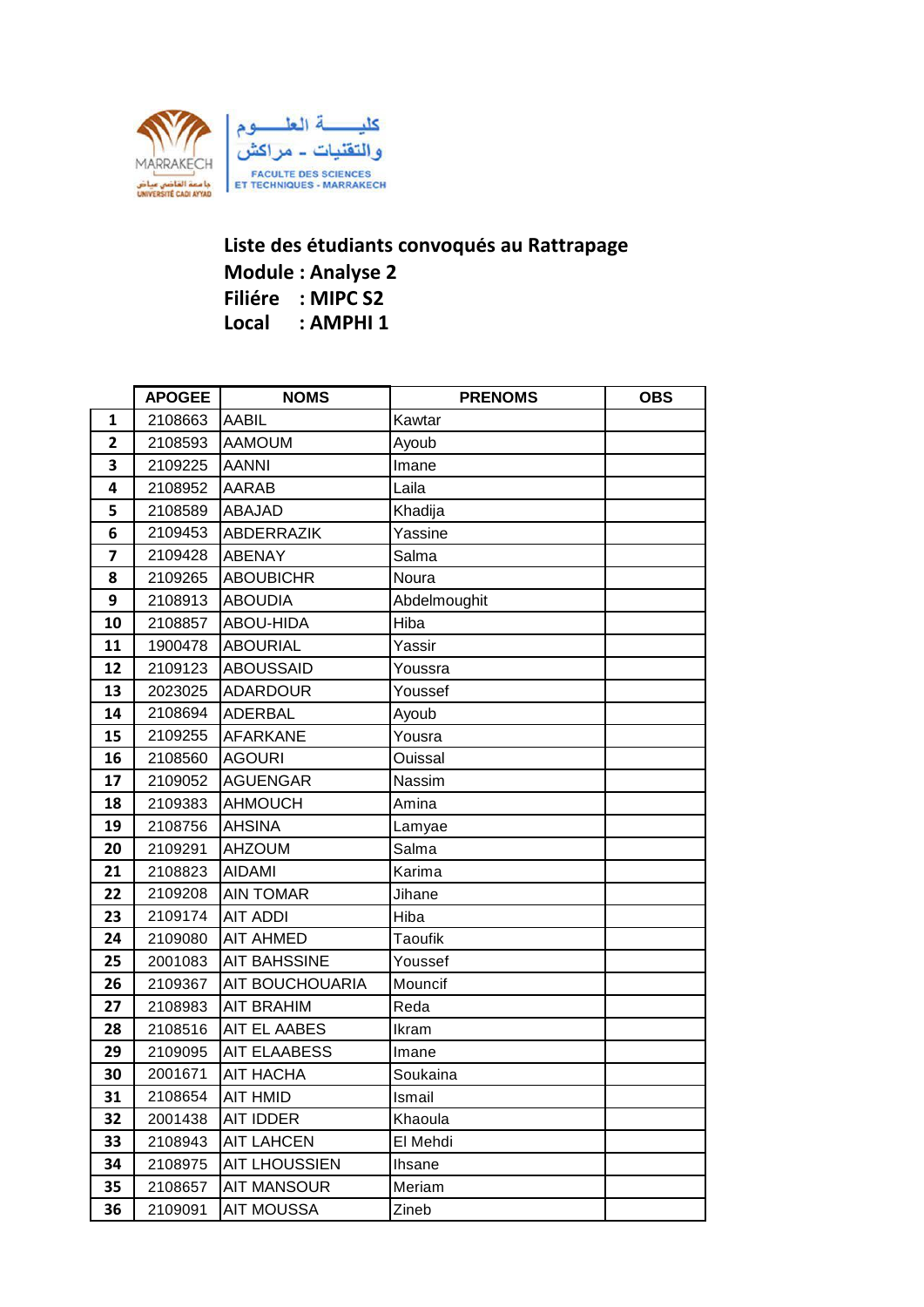كليـــة العلـــوم والتقنيات - مراكش

FACULTE DES SCIENCES ET TECHNIQUES - MARRAKECH

MARRAKECH

جامعة القاضي عياض UNIVERSITÉ CADI AYYAD

**Liste des étudiants convoqués au Rattrapage**
**Module : Analyse 2**
**Filiére : MIPC S2**
**Local : AMPHI 1**

| | APOGEE | NOMS | PRENOMS | OBS |
|---|---|---|---|---|
| 1 | 2108663 | AABIL | Kawtar | |
| 2 | 2108593 | AAMOUM | Ayoub | |
| 3 | 2109225 | AANNI | Imane | |
| 4 | 2108952 | AARAB | Laila | |
| 5 | 2108589 | ABAJAD | Khadija | |
| 6 | 2109453 | ABDERRAZIK | Yassine | |
| 7 | 2109428 | ABENAY | Salma | |
| 8 | 2109265 | ABOUBICHR | Noura | |
| 9 | 2108913 | ABOUDIA | Abdelmoughit | |
| 10 | 2108857 | ABOU-HIDA | Hiba | |
| 11 | 1900478 | ABOURIAL | Yassir | |
| 12 | 2109123 | ABOUSSAID | Youssra | |
| 13 | 2023025 | ADARDOUR | Youssef | |
| 14 | 2108694 | ADERBAL | Ayoub | |
| 15 | 2109255 | AFARKANE | Yousra | |
| 16 | 2108560 | AGOURI | Ouissal | |
| 17 | 2109052 | AGUENGAR | Nassim | |
| 18 | 2109383 | AHMOUCH | Amina | |
| 19 | 2108756 | AHSINA | Lamyae | |
| 20 | 2109291 | AHZOUM | Salma | |
| 21 | 2108823 | AIDAMI | Karima | |
| 22 | 2109208 | AIN TOMAR | Jihane | |
| 23 | 2109174 | AIT ADDI | Hiba | |
| 24 | 2109080 | AIT AHMED | Taoufik | |
| 25 | 2001083 | AIT BAHSSINE | Youssef | |
| 26 | 2109367 | AIT BOUCHOUARIA | Mouncif | |
| 27 | 2108983 | AIT BRAHIM | Reda | |
| 28 | 2108516 | AIT EL AABES | Ikram | |
| 29 | 2109095 | AIT ELAABESS | Imane | |
| 30 | 2001671 | AIT HACHA | Soukaina | |
| 31 | 2108654 | AIT HMID | Ismail | |
| 32 | 2001438 | AIT IDDER | Khaoula | |
| 33 | 2108943 | AIT LAHCEN | El Mehdi | |
| 34 | 2108975 | AIT LHOUSSIEN | Ihsane | |
| 35 | 2108657 | AIT MANSOUR | Meriam | |
| 36 | 2109091 | AIT MOUSSA | Zineb | |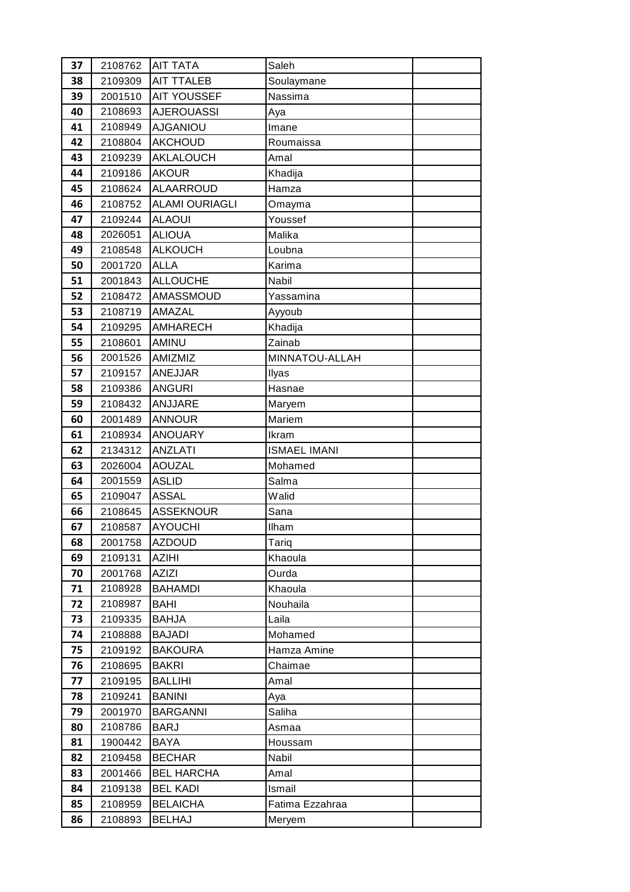| | | | | |
|---|---|---|---|---|
| 37 | 2108762 | AIT TATA | Saleh | |
| 38 | 2109309 | AIT TTALEB | Soulaymane | |
| 39 | 2001510 | AIT YOUSSEF | Nassima | |
| 40 | 2108693 | AJEROUASSI | Aya | |
| 41 | 2108949 | AJGANIOU | Imane | |
| 42 | 2108804 | AKCHOUD | Roumaissa | |
| 43 | 2109239 | AKLALOUCH | Amal | |
| 44 | 2109186 | AKOUR | Khadija | |
| 45 | 2108624 | ALAARROUD | Hamza | |
| 46 | 2108752 | ALAMI OURIAGLI | Omayma | |
| 47 | 2109244 | ALAOUI | Youssef | |
| 48 | 2026051 | ALIOUA | Malika | |
| 49 | 2108548 | ALKOUCH | Loubna | |
| 50 | 2001720 | ALLA | Karima | |
| 51 | 2001843 | ALLOUCHE | Nabil | |
| 52 | 2108472 | AMASSMOUD | Yassamina | |
| 53 | 2108719 | AMAZAL | Ayyoub | |
| 54 | 2109295 | AMHARECH | Khadija | |
| 55 | 2108601 | AMINU | Zainab | |
| 56 | 2001526 | AMIZMIZ | MINNATOU-ALLAH | |
| 57 | 2109157 | ANEJJAR | Ilyas | |
| 58 | 2109386 | ANGURI | Hasnae | |
| 59 | 2108432 | ANJJARE | Maryem | |
| 60 | 2001489 | ANNOUR | Mariem | |
| 61 | 2108934 | ANOUARY | Ikram | |
| 62 | 2134312 | ANZLATI | ISMAEL IMANI | |
| 63 | 2026004 | AOUZAL | Mohamed | |
| 64 | 2001559 | ASLID | Salma | |
| 65 | 2109047 | ASSAL | Walid | |
| 66 | 2108645 | ASSEKNOUR | Sana | |
| 67 | 2108587 | AYOUCHI | Ilham | |
| 68 | 2001758 | AZDOUD | Tariq | |
| 69 | 2109131 | AZIHI | Khaoula | |
| 70 | 2001768 | AZIZI | Ourda | |
| 71 | 2108928 | BAHAMDI | Khaoula | |
| 72 | 2108987 | BAHI | Nouhaila | |
| 73 | 2109335 | BAHJA | Laila | |
| 74 | 2108888 | BAJADI | Mohamed | |
| 75 | 2109192 | BAKOURA | Hamza Amine | |
| 76 | 2108695 | BAKRI | Chaimae | |
| 77 | 2109195 | BALLIHI | Amal | |
| 78 | 2109241 | BANINI | Aya | |
| 79 | 2001970 | BARGANNI | Saliha | |
| 80 | 2108786 | BARJ | Asmaa | |
| 81 | 1900442 | BAYA | Houssam | |
| 82 | 2109458 | BECHAR | Nabil | |
| 83 | 2001466 | BEL HARCHA | Amal | |
| 84 | 2109138 | BEL KADI | Ismail | |
| 85 | 2108959 | BELAICHA | Fatima Ezzahraa | |
| 86 | 2108893 | BELHAJ | Meryem | |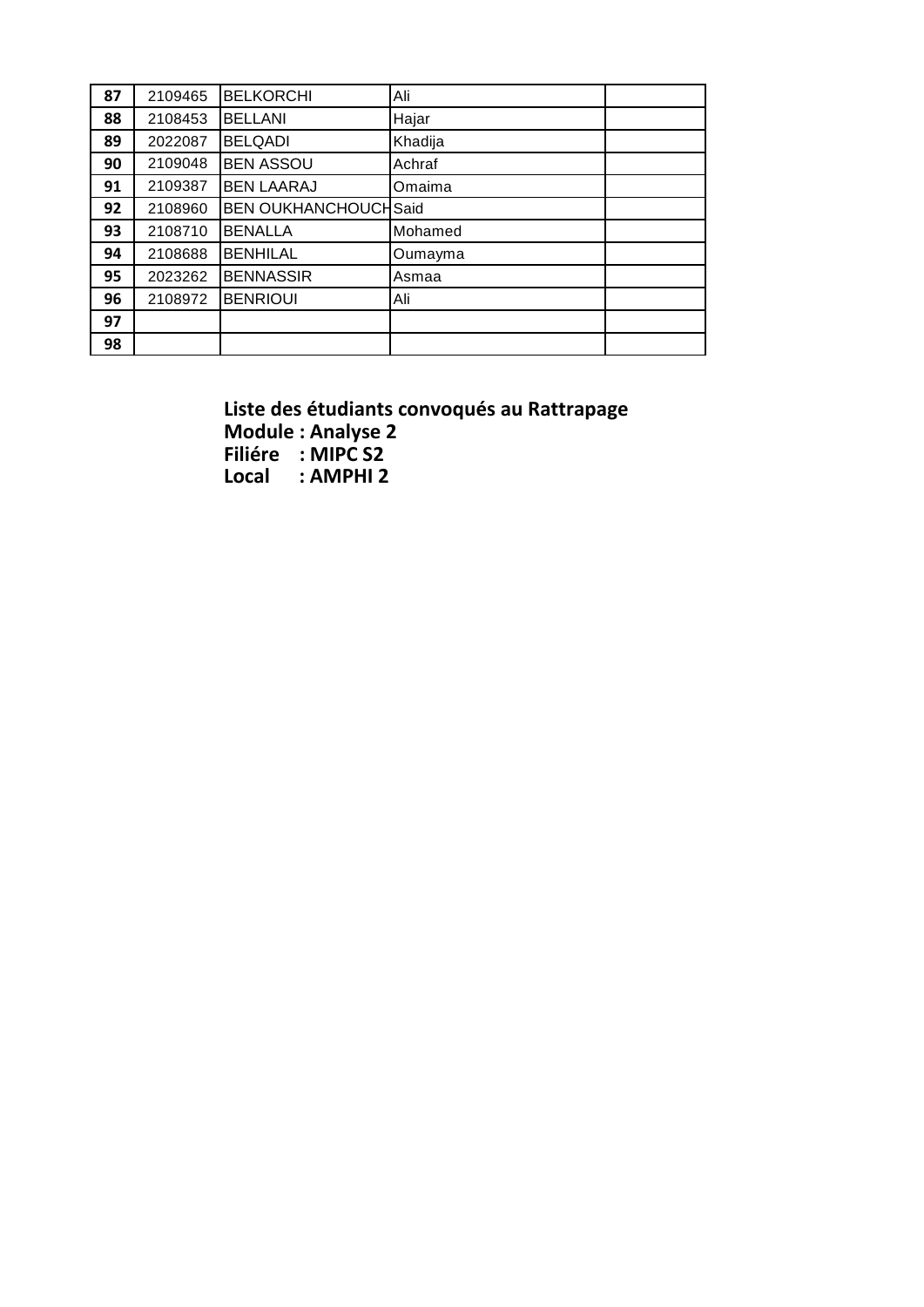| 87 | 2109465 | BELKORCHI | Ali | |
|---|---|---|---|---|
| 88 | 2108453 | BELLANI | Hajar | |
| 89 | 2022087 | BELQADI | Khadija | |
| 90 | 2109048 | BEN ASSOU | Achraf | |
| 91 | 2109387 | BEN LAARAJ | Omaima | |
| 92 | 2108960 | BEN OUKHANCHOUCH | Said | |
| 93 | 2108710 | BENALLA | Mohamed | |
| 94 | 2108688 | BENHILAL | Oumayma | |
| 95 | 2023262 | BENNASSIR | Asmaa | |
| 96 | 2108972 | BENRIOUI | Ali | |
| 97 | | | | |
| 98 | | | | |

**Liste des étudiants convoqués au Rattrapage**
**Module : Analyse 2**
**Filiére : MIPC S2**
**Local : AMPHI 2**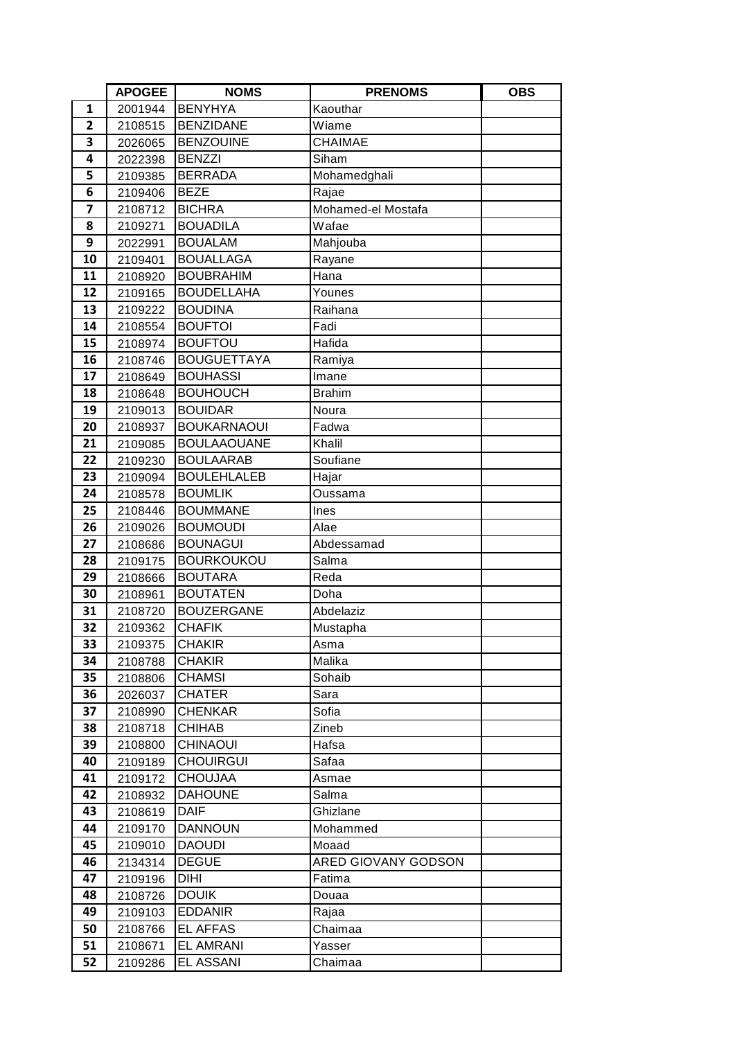| | APOGEE | NOMS | PRENOMS | OBS |
|---|---|---|---|---|
| 1 | 2001944 | BENYHYA | Kaouthar | |
| 2 | 2108515 | BENZIDANE | Wiame | |
| 3 | 2026065 | BENZOUINE | CHAIMAE | |
| 4 | 2022398 | BENZZI | Siham | |
| 5 | 2109385 | BERRADA | Mohamedghali | |
| 6 | 2109406 | BEZE | Rajae | |
| 7 | 2108712 | BICHRA | Mohamed-el Mostafa | |
| 8 | 2109271 | BOUADILA | Wafae | |
| 9 | 2022991 | BOUALAM | Mahjouba | |
| 10 | 2109401 | BOUALLAGA | Rayane | |
| 11 | 2108920 | BOUBRAHIM | Hana | |
| 12 | 2109165 | BOUDELLAHA | Younes | |
| 13 | 2109222 | BOUDINA | Raihana | |
| 14 | 2108554 | BOUFTOI | Fadi | |
| 15 | 2108974 | BOUFTOU | Hafida | |
| 16 | 2108746 | BOUGUETTAYA | Ramiya | |
| 17 | 2108649 | BOUHASSI | Imane | |
| 18 | 2108648 | BOUHOUCH | Brahim | |
| 19 | 2109013 | BOUIDAR | Noura | |
| 20 | 2108937 | BOUKARNAOUI | Fadwa | |
| 21 | 2109085 | BOULAAOUANE | Khalil | |
| 22 | 2109230 | BOULAARAB | Soufiane | |
| 23 | 2109094 | BOULEHLALEB | Hajar | |
| 24 | 2108578 | BOUMLIK | Oussama | |
| 25 | 2108446 | BOUMMANE | Ines | |
| 26 | 2109026 | BOUMOUDI | Alae | |
| 27 | 2108686 | BOUNAGUI | Abdessamad | |
| 28 | 2109175 | BOURKOUKOU | Salma | |
| 29 | 2108666 | BOUTARA | Reda | |
| 30 | 2108961 | BOUTATEN | Doha | |
| 31 | 2108720 | BOUZERGANE | Abdelaziz | |
| 32 | 2109362 | CHAFIK | Mustapha | |
| 33 | 2109375 | CHAKIR | Asma | |
| 34 | 2108788 | CHAKIR | Malika | |
| 35 | 2108806 | CHAMSI | Sohaib | |
| 36 | 2026037 | CHATER | Sara | |
| 37 | 2108990 | CHENKAR | Sofia | |
| 38 | 2108718 | CHIHAB | Zineb | |
| 39 | 2108800 | CHINAOUI | Hafsa | |
| 40 | 2109189 | CHOUIRGUI | Safaa | |
| 41 | 2109172 | CHOUJAA | Asmae | |
| 42 | 2108932 | DAHOUNE | Salma | |
| 43 | 2108619 | DAIF | Ghizlane | |
| 44 | 2109170 | DANNOUN | Mohammed | |
| 45 | 2109010 | DAOUDI | Moaad | |
| 46 | 2134314 | DEGUE | ARED GIOVANY GODSON | |
| 47 | 2109196 | DIHI | Fatima | |
| 48 | 2108726 | DOUIK | Douaa | |
| 49 | 2109103 | EDDANIR | Rajaa | |
| 50 | 2108766 | EL AFFAS | Chaimaa | |
| 51 | 2108671 | EL AMRANI | Yasser | |
| 52 | 2109286 | EL ASSANI | Chaimaa | |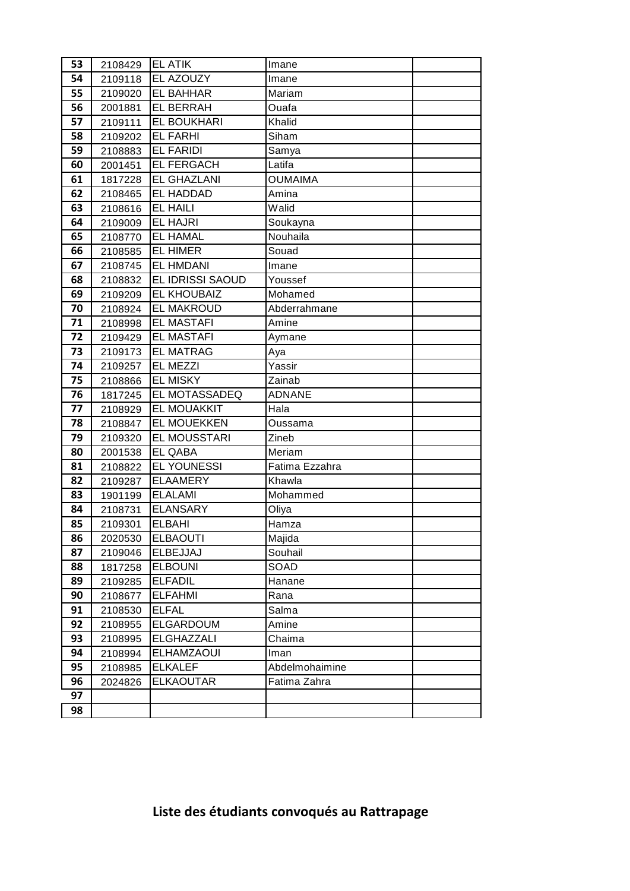| | | | | |
|---|---|---|---|---|
| 53 | 2108429 | EL ATIK | Imane | |
| 54 | 2109118 | EL AZOUZY | Imane | |
| 55 | 2109020 | EL BAHHAR | Mariam | |
| 56 | 2001881 | EL BERRAH | Ouafa | |
| 57 | 2109111 | EL BOUKHARI | Khalid | |
| 58 | 2109202 | EL FARHI | Siham | |
| 59 | 2108883 | EL FARIDI | Samya | |
| 60 | 2001451 | EL FERGACH | Latifa | |
| 61 | 1817228 | EL GHAZLANI | OUMAIMA | |
| 62 | 2108465 | EL HADDAD | Amina | |
| 63 | 2108616 | EL HAILI | Walid | |
| 64 | 2109009 | EL HAJRI | Soukayna | |
| 65 | 2108770 | EL HAMAL | Nouhaila | |
| 66 | 2108585 | EL HIMER | Souad | |
| 67 | 2108745 | EL HMDANI | Imane | |
| 68 | 2108832 | EL IDRISSI SAOUD | Youssef | |
| 69 | 2109209 | EL KHOUBAIZ | Mohamed | |
| 70 | 2108924 | EL MAKROUD | Abderrahmane | |
| 71 | 2108998 | EL MASTAFI | Amine | |
| 72 | 2109429 | EL MASTAFI | Aymane | |
| 73 | 2109173 | EL MATRAG | Aya | |
| 74 | 2109257 | EL MEZZI | Yassir | |
| 75 | 2108866 | EL MISKY | Zainab | |
| 76 | 1817245 | EL MOTASSADEQ | ADNANE | |
| 77 | 2108929 | EL MOUAKKIT | Hala | |
| 78 | 2108847 | EL MOUEKKEN | Oussama | |
| 79 | 2109320 | EL MOUSSTARI | Zineb | |
| 80 | 2001538 | EL QABA | Meriam | |
| 81 | 2108822 | EL YOUNESSI | Fatima Ezzahra | |
| 82 | 2109287 | ELAAMERY | Khawla | |
| 83 | 1901199 | ELALAMI | Mohammed | |
| 84 | 2108731 | ELANSARY | Oliya | |
| 85 | 2109301 | ELBAHI | Hamza | |
| 86 | 2020530 | ELBAOUTI | Majida | |
| 87 | 2109046 | ELBEJJAJ | Souhail | |
| 88 | 1817258 | ELBOUNI | SOAD | |
| 89 | 2109285 | ELFADIL | Hanane | |
| 90 | 2108677 | ELFAHMI | Rana | |
| 91 | 2108530 | ELFAL | Salma | |
| 92 | 2108955 | ELGARDOUM | Amine | |
| 93 | 2108995 | ELGHAZZALI | Chaima | |
| 94 | 2108994 | ELHAMZAOUI | Iman | |
| 95 | 2108985 | ELKALEF | Abdelmohaimine | |
| 96 | 2024826 | ELKAOUTAR | Fatima Zahra | |
| 97 | | | | |
| 98 | | | | |

**Liste des étudiants convoqués au Rattrapage**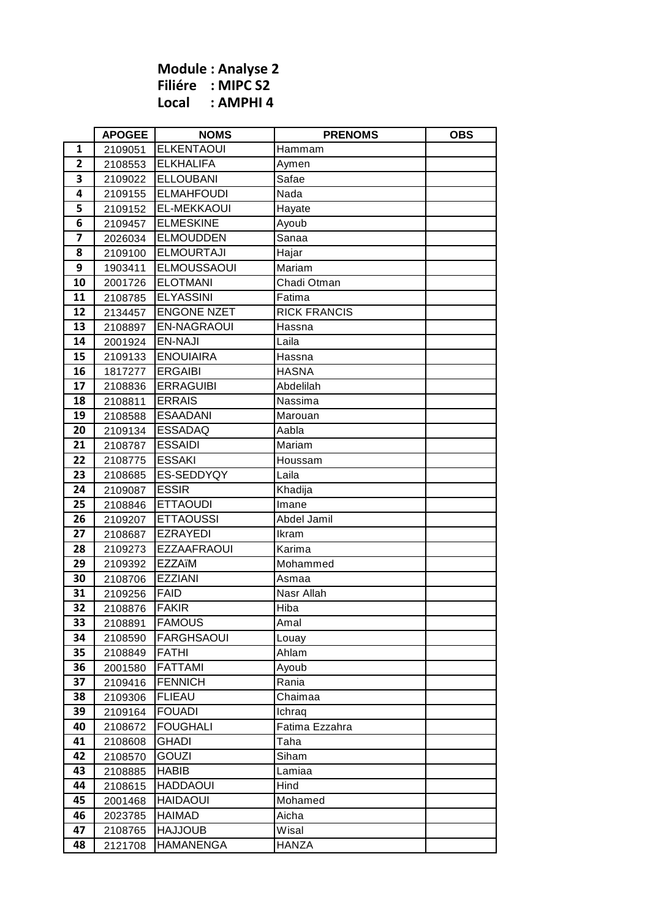**Module : Analyse 2**
**Filiére : MIPC S2**
**Local : AMPHI 4**

| | APOGEE | NOMS | PRENOMS | OBS |
|---|---|---|---|---|
| 1 | 2109051 | ELKENTAOUI | Hammam | |
| 2 | 2108553 | ELKHALIFA | Aymen | |
| 3 | 2109022 | ELLOUBANI | Safae | |
| 4 | 2109155 | ELMAHFOUDI | Nada | |
| 5 | 2109152 | EL-MEKKAOUI | Hayate | |
| 6 | 2109457 | ELMESKINE | Ayoub | |
| 7 | 2026034 | ELMOUDDEN | Sanaa | |
| 8 | 2109100 | ELMOURTAJI | Hajar | |
| 9 | 1903411 | ELMOUSSAOUI | Mariam | |
| 10 | 2001726 | ELOTMANI | Chadi Otman | |
| 11 | 2108785 | ELYASSINI | Fatima | |
| 12 | 2134457 | ENGONE NZET | RICK FRANCIS | |
| 13 | 2108897 | EN-NAGRAOUI | Hassna | |
| 14 | 2001924 | EN-NAJI | Laila | |
| 15 | 2109133 | ENOUIAIRA | Hassna | |
| 16 | 1817277 | ERGAIBI | HASNA | |
| 17 | 2108836 | ERRAGUIBI | Abdelilah | |
| 18 | 2108811 | ERRAIS | Nassima | |
| 19 | 2108588 | ESAADANI | Marouan | |
| 20 | 2109134 | ESSADAQ | Aabla | |
| 21 | 2108787 | ESSAIDI | Mariam | |
| 22 | 2108775 | ESSAKI | Houssam | |
| 23 | 2108685 | ES-SEDDYQY | Laila | |
| 24 | 2109087 | ESSIR | Khadija | |
| 25 | 2108846 | ETTAOUDI | Imane | |
| 26 | 2109207 | ETTAOUSSI | Abdel Jamil | |
| 27 | 2108687 | EZRAYEDI | Ikram | |
| 28 | 2109273 | EZZAAFRAOUI | Karima | |
| 29 | 2109392 | EZZAïM | Mohammed | |
| 30 | 2108706 | EZZIANI | Asmaa | |
| 31 | 2109256 | FAID | Nasr Allah | |
| 32 | 2108876 | FAKIR | Hiba | |
| 33 | 2108891 | FAMOUS | Amal | |
| 34 | 2108590 | FARGHSAOUI | Louay | |
| 35 | 2108849 | FATHI | Ahlam | |
| 36 | 2001580 | FATTAMI | Ayoub | |
| 37 | 2109416 | FENNICH | Rania | |
| 38 | 2109306 | FLIEAU | Chaimaa | |
| 39 | 2109164 | FOUADI | Ichraq | |
| 40 | 2108672 | FOUGHALI | Fatima Ezzahra | |
| 41 | 2108608 | GHADI | Taha | |
| 42 | 2108570 | GOUZI | Siham | |
| 43 | 2108885 | HABIB | Lamiaa | |
| 44 | 2108615 | HADDAOUI | Hind | |
| 45 | 2001468 | HAIDAOUI | Mohamed | |
| 46 | 2023785 | HAIMAD | Aicha | |
| 47 | 2108765 | HAJJOUB | Wisal | |
| 48 | 2121708 | HAMANENGA | HANZA | |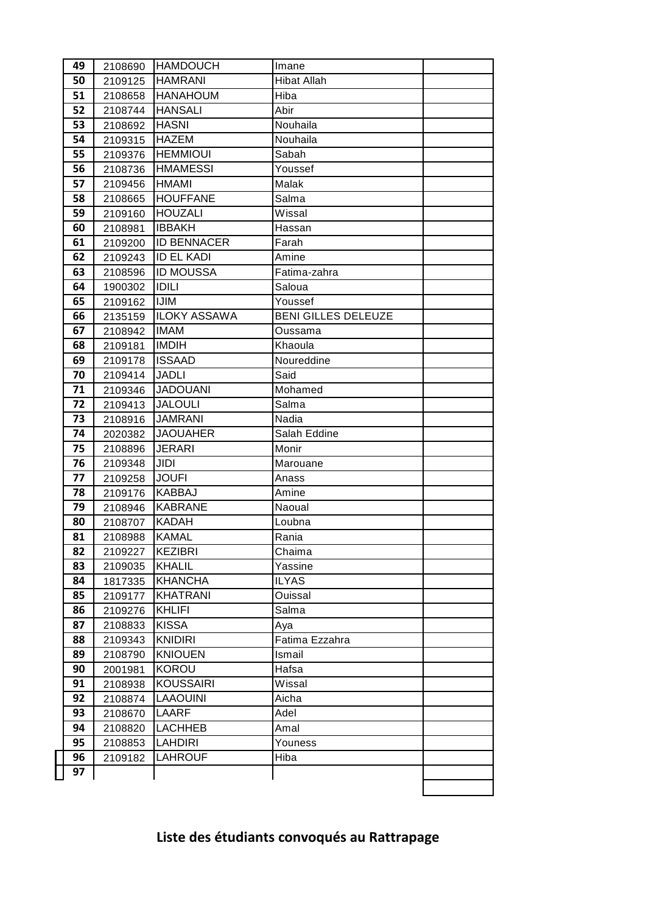| 49 | 2108690 | HAMDOUCH | Imane | |
|---|---|---|---|---|
| 50 | 2109125 | HAMRANI | Hibat Allah | |
| 51 | 2108658 | HANAHOUM | Hiba | |
| 52 | 2108744 | HANSALI | Abir | |
| 53 | 2108692 | HASNI | Nouhaila | |
| 54 | 2109315 | HAZEM | Nouhaila | |
| 55 | 2109376 | HEMMIOUI | Sabah | |
| 56 | 2108736 | HMAMESSI | Youssef | |
| 57 | 2109456 | HMAMI | Malak | |
| 58 | 2108665 | HOUFFANE | Salma | |
| 59 | 2109160 | HOUZALI | Wissal | |
| 60 | 2108981 | IBBAKH | Hassan | |
| 61 | 2109200 | ID BENNACER | Farah | |
| 62 | 2109243 | ID EL KADI | Amine | |
| 63 | 2108596 | ID MOUSSA | Fatima-zahra | |
| 64 | 1900302 | IDILI | Saloua | |
| 65 | 2109162 | IJIM | Youssef | |
| 66 | 2135159 | ILOKY ASSAWA | BENI GILLES DELEUZE | |
| 67 | 2108942 | IMAM | Oussama | |
| 68 | 2109181 | IMDIH | Khaoula | |
| 69 | 2109178 | ISSAAD | Noureddine | |
| 70 | 2109414 | JADLI | Said | |
| 71 | 2109346 | JADOUANI | Mohamed | |
| 72 | 2109413 | JALOULI | Salma | |
| 73 | 2108916 | JAMRANI | Nadia | |
| 74 | 2020382 | JAOUAHER | Salah Eddine | |
| 75 | 2108896 | JERARI | Monir | |
| 76 | 2109348 | JIDI | Marouane | |
| 77 | 2109258 | JOUFI | Anass | |
| 78 | 2109176 | KABBAJ | Amine | |
| 79 | 2108946 | KABRANE | Naoual | |
| 80 | 2108707 | KADAH | Loubna | |
| 81 | 2108988 | KAMAL | Rania | |
| 82 | 2109227 | KEZIBRI | Chaima | |
| 83 | 2109035 | KHALIL | Yassine | |
| 84 | 1817335 | KHANCHA | ILYAS | |
| 85 | 2109177 | KHATRANI | Ouissal | |
| 86 | 2109276 | KHLIFI | Salma | |
| 87 | 2108833 | KISSA | Aya | |
| 88 | 2109343 | KNIDIRI | Fatima Ezzahra | |
| 89 | 2108790 | KNIOUEN | Ismail | |
| 90 | 2001981 | KOROU | Hafsa | |
| 91 | 2108938 | KOUSSAIRI | Wissal | |
| 92 | 2108874 | LAAOUINI | Aicha | |
| 93 | 2108670 | LAARF | Adel | |
| 94 | 2108820 | LACHHEB | Amal | |
| 95 | 2108853 | LAHDIRI | Youness | |
| 96 | 2109182 | LAHROUF | Hiba | |
| 97 | | | | |

**Liste des étudiants convoqués au Rattrapage**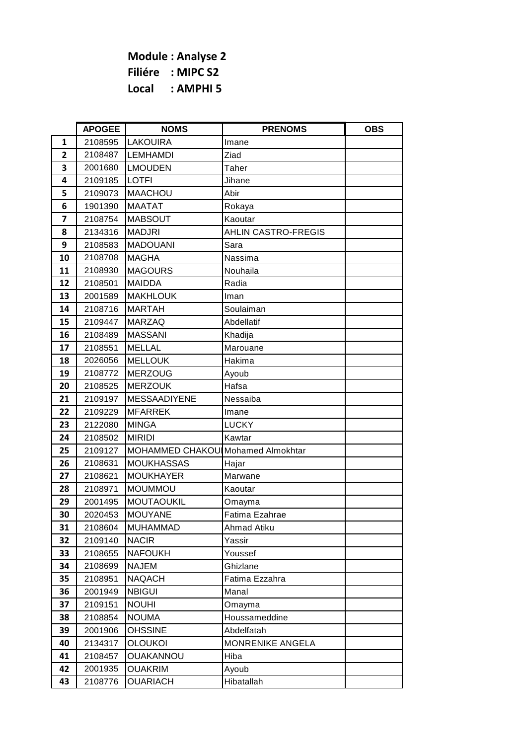**Module : Analyse 2**

**Filiére : MIPC S2**

**Local : AMPHI 5**

| | APOGEE | NOMS | PRENOMS | OBS |
|---|---|---|---|---|
| 1 | 2108595 | LAKOUIRA | Imane | |
| 2 | 2108487 | LEMHAMDI | Ziad | |
| 3 | 2001680 | LMOUDEN | Taher | |
| 4 | 2109185 | LOTFI | Jihane | |
| 5 | 2109073 | MAACHOU | Abir | |
| 6 | 1901390 | MAATAT | Rokaya | |
| 7 | 2108754 | MABSOUT | Kaoutar | |
| 8 | 2134316 | MADJRI | AHLIN CASTRO-FREGIS | |
| 9 | 2108583 | MADOUANI | Sara | |
| 10 | 2108708 | MAGHA | Nassima | |
| 11 | 2108930 | MAGOURS | Nouhaila | |
| 12 | 2108501 | MAIDDA | Radia | |
| 13 | 2001589 | MAKHLOUK | Iman | |
| 14 | 2108716 | MARTAH | Soulaiman | |
| 15 | 2109447 | MARZAQ | Abdellatif | |
| 16 | 2108489 | MASSANI | Khadija | |
| 17 | 2108551 | MELLAL | Marouane | |
| 18 | 2026056 | MELLOUK | Hakima | |
| 19 | 2108772 | MERZOUG | Ayoub | |
| 20 | 2108525 | MERZOUK | Hafsa | |
| 21 | 2109197 | MESSAADIYENE | Nessaiba | |
| 22 | 2109229 | MFARREK | Imane | |
| 23 | 2122080 | MINGA | LUCKY | |
| 24 | 2108502 | MIRIDI | Kawtar | |
| 25 | 2109127 | MOHAMMED CHAKOUI | Mohamed Almokhtar | |
| 26 | 2108631 | MOUKHASSAS | Hajar | |
| 27 | 2108621 | MOUKHAYER | Marwane | |
| 28 | 2108971 | MOUMMOU | Kaoutar | |
| 29 | 2001495 | MOUTAOUKIL | Omayma | |
| 30 | 2020453 | MOUYANE | Fatima Ezahrae | |
| 31 | 2108604 | MUHAMMAD | Ahmad Atiku | |
| 32 | 2109140 | NACIR | Yassir | |
| 33 | 2108655 | NAFOUKH | Youssef | |
| 34 | 2108699 | NAJEM | Ghizlane | |
| 35 | 2108951 | NAQACH | Fatima Ezzahra | |
| 36 | 2001949 | NBIGUI | Manal | |
| 37 | 2109151 | NOUHI | Omayma | |
| 38 | 2108854 | NOUMA | Houssameddine | |
| 39 | 2001906 | OHSSINE | Abdelfatah | |
| 40 | 2134317 | OLOUKOI | MONRENIKE ANGELA | |
| 41 | 2108457 | OUAKANNOU | Hiba | |
| 42 | 2001935 | OUAKRIM | Ayoub | |
| 43 | 2108776 | OUARIACH | Hibatallah | |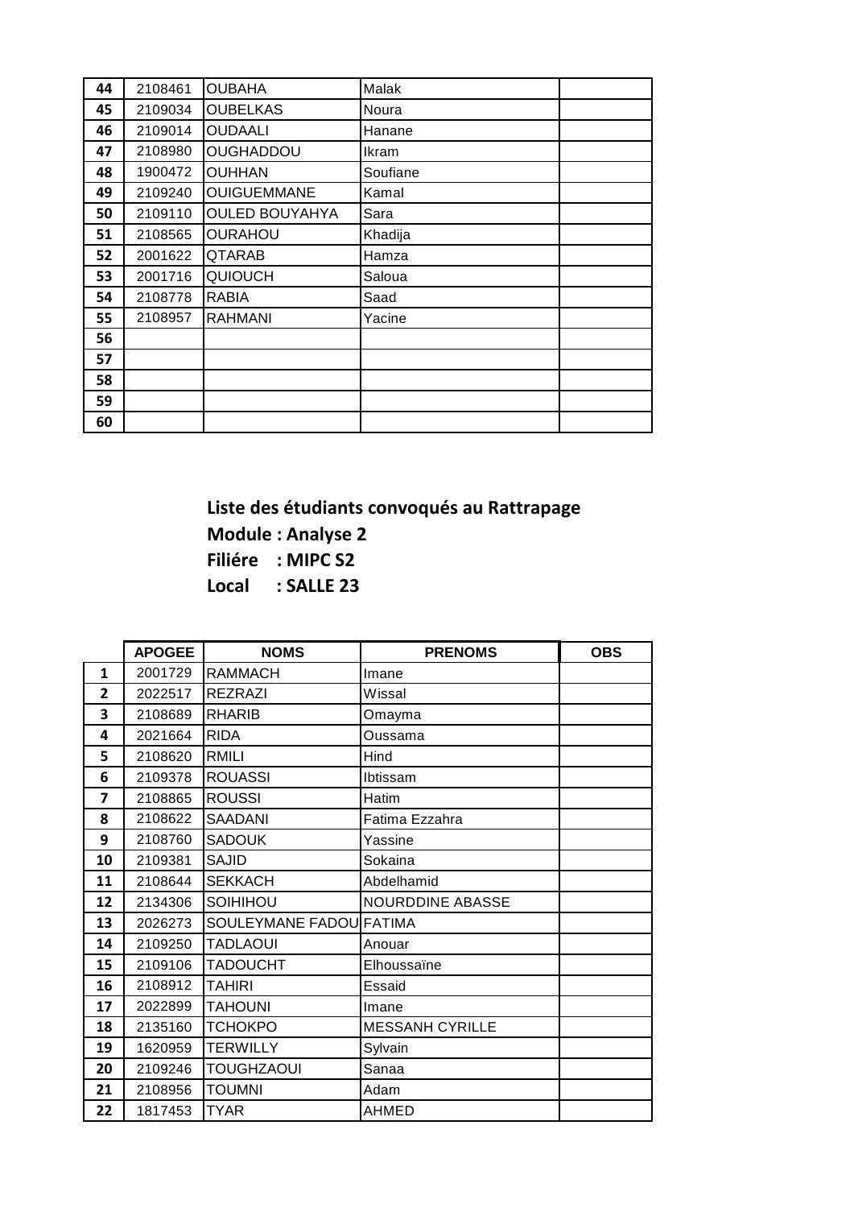| | | | | |
|---|---|---|---|---|
| **44** | 2108461 | OUBAHA | Malak | |
| **45** | 2109034 | OUBELKAS | Noura | |
| **46** | 2109014 | OUDAALI | Hanane | |
| **47** | 2108980 | OUGHADDOU | Ikram | |
| **48** | 1900472 | OUHHAN | Soufiane | |
| **49** | 2109240 | OUIGUEMMANE | Kamal | |
| **50** | 2109110 | OULED BOUYAHYA | Sara | |
| **51** | 2108565 | OURAHOU | Khadija | |
| **52** | 2001622 | QTARAB | Hamza | |
| **53** | 2001716 | QUIOUCH | Saloua | |
| **54** | 2108778 | RABIA | Saad | |
| **55** | 2108957 | RAHMANI | Yacine | |
| **56** | | | | |
| **57** | | | | |
| **58** | | | | |
| **59** | | | | |
| **60** | | | | |

**Liste des étudiants convoqués au Rattrapage**

**Module : Analyse 2**

**Filiére : MIPC S2**

**Local : SALLE 23**

| | APOGEE | NOMS | PRENOMS | OBS |
|---|---|---|---|---|
| **1** | 2001729 | RAMMACH | Imane | |
| **2** | 2022517 | REZRAZI | Wissal | |
| **3** | 2108689 | RHARIB | Omayma | |
| **4** | 2021664 | RIDA | Oussama | |
| **5** | 2108620 | RMILI | Hind | |
| **6** | 2109378 | ROUASSI | Ibtissam | |
| **7** | 2108865 | ROUSSI | Hatim | |
| **8** | 2108622 | SAADANI | Fatima Ezzahra | |
| **9** | 2108760 | SADOUK | Yassine | |
| **10** | 2109381 | SAJID | Sokaina | |
| **11** | 2108644 | SEKKACH | Abdelhamid | |
| **12** | 2134306 | SOIHIHOU | NOURDDINE ABASSE | |
| **13** | 2026273 | SOULEYMANE FADOU | FATIMA | |
| **14** | 2109250 | TADLAOUI | Anouar | |
| **15** | 2109106 | TADOUCHT | Elhoussaïne | |
| **16** | 2108912 | TAHIRI | Essaid | |
| **17** | 2022899 | TAHOUNI | Imane | |
| **18** | 2135160 | TCHOKPO | MESSANH CYRILLE | |
| **19** | 1620959 | TERWILLY | Sylvain | |
| **20** | 2109246 | TOUGHZAOUI | Sanaa | |
| **21** | 2108956 | TOUMNI | Adam | |
| **22** | 1817453 | TYAR | AHMED | |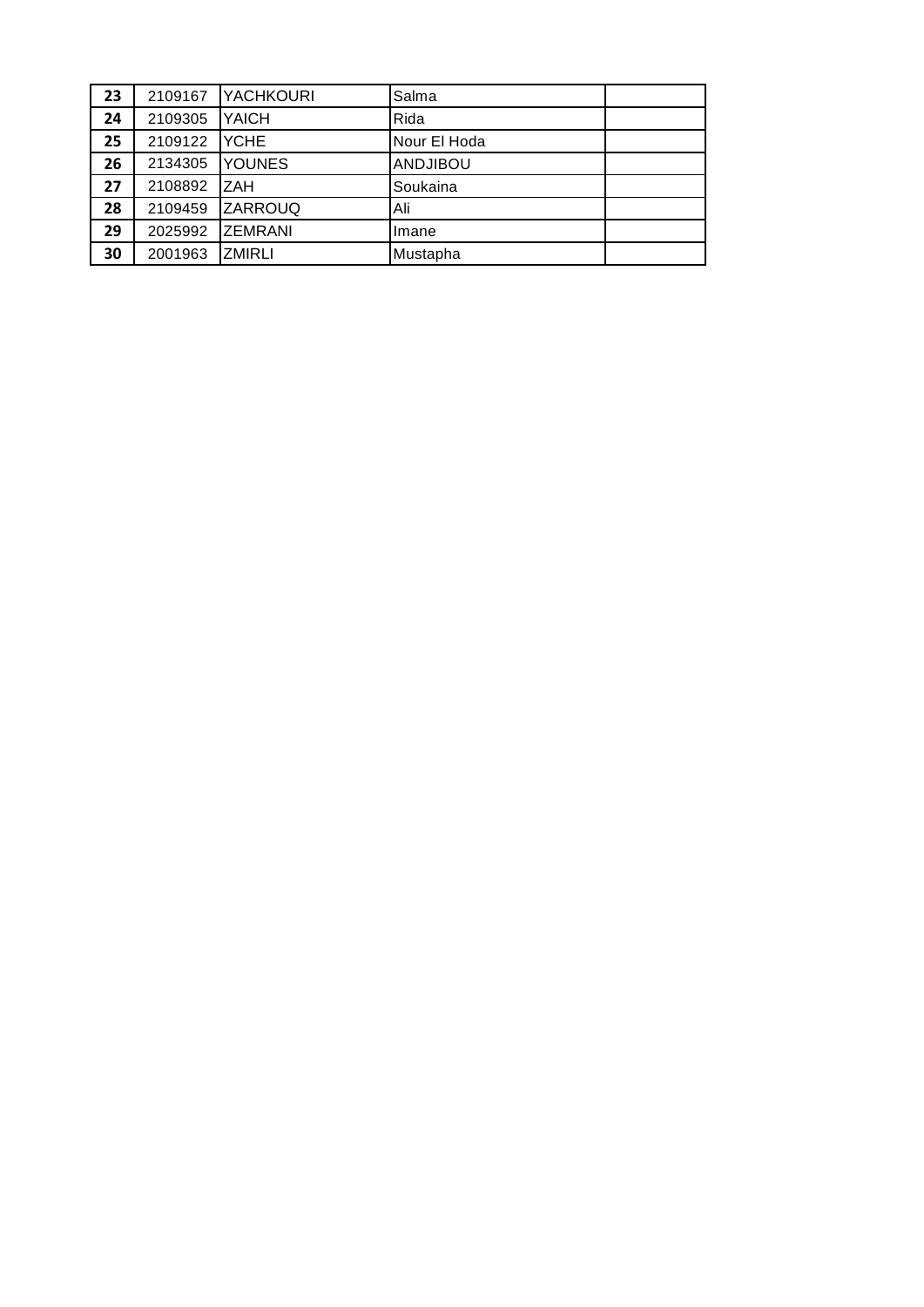| | | | | |
|---|---|---|---|---|
| **23** | 2109167 | YACHKOURI | Salma | |
| **24** | 2109305 | YAICH | Rida | |
| **25** | 2109122 | YCHE | Nour El Hoda | |
| **26** | 2134305 | YOUNES | ANDJIBOU | |
| **27** | 2108892 | ZAH | Soukaina | |
| **28** | 2109459 | ZARROUQ | Ali | |
| **29** | 2025992 | ZEMRANI | Imane | |
| **30** | 2001963 | ZMIRLI | Mustapha | |